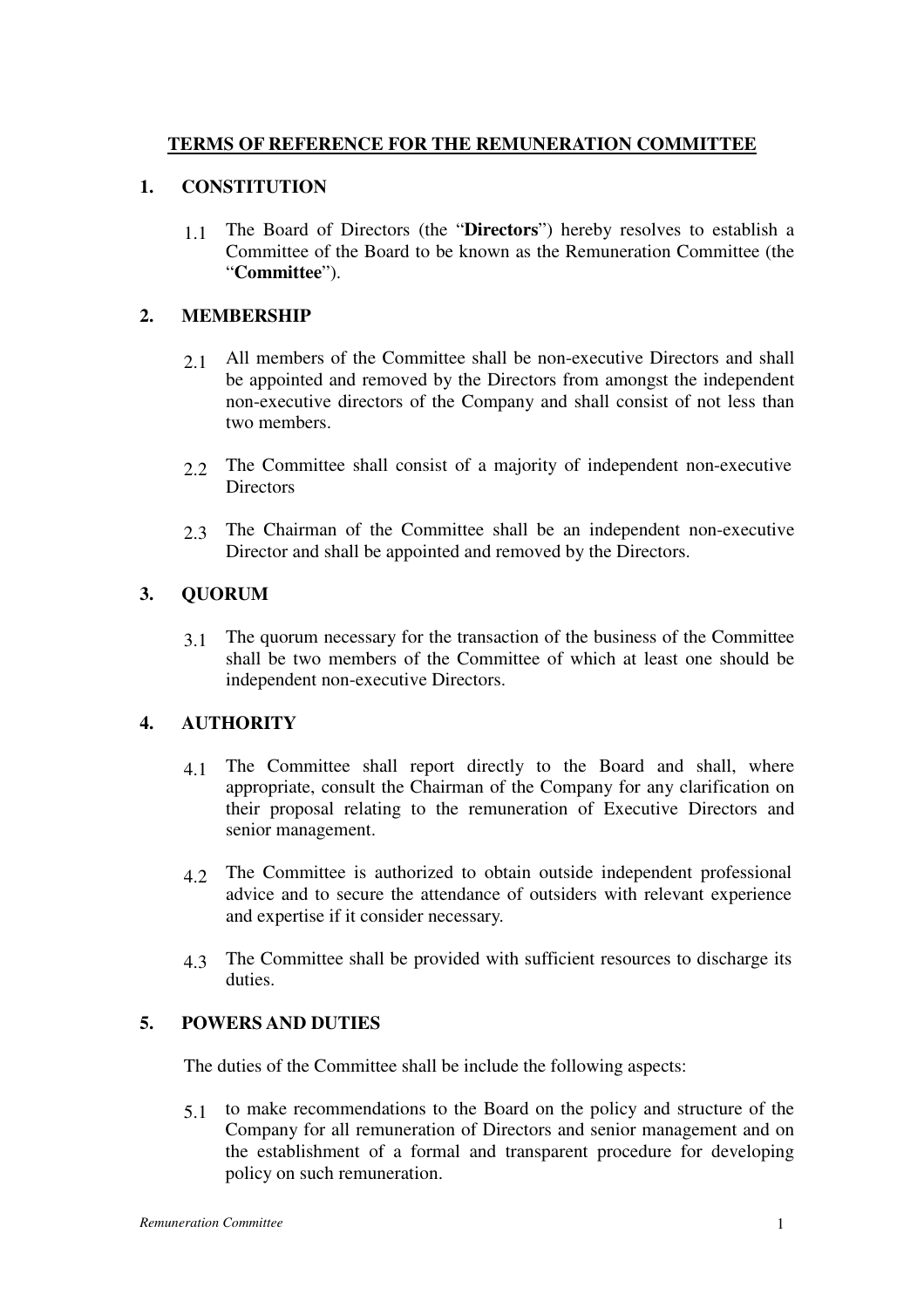# TERMS OF REFERENCE FOR THE REMUNERATION COMMITTEE

## 1. CONSTITUTION

1.1 The Board of Directors (the "**Directors**") hereby resolves to establish a Committee of the Board to be known as the Remuneration Committee (the "**Committee**").

## 2. MEMBERSHIP

2.1 All members of the Committee shall be non-executive Directors and shall be appointed and removed by the Directors from amongst the independent non-executive directors of the Company and shall consist of not less than two members.

2.2 The Committee shall consist of a majority of independent non-executive Directors

2.3 The Chairman of the Committee shall be an independent non-executive Director and shall be appointed and removed by the Directors.

## 3. QUORUM

3.1 The quorum necessary for the transaction of the business of the Committee shall be two members of the Committee of which at least one should be independent non-executive Directors.

## 4. AUTHORITY

4.1 The Committee shall report directly to the Board and shall, where appropriate, consult the Chairman of the Company for any clarification on their proposal relating to the remuneration of Executive Directors and senior management.

4.2 The Committee is authorized to obtain outside independent professional advice and to secure the attendance of outsiders with relevant experience and expertise if it consider necessary.

4.3 The Committee shall be provided with sufficient resources to discharge its duties.

## 5. POWERS AND DUTIES

The duties of the Committee shall be include the following aspects:

5.1 to make recommendations to the Board on the policy and structure of the Company for all remuneration of Directors and senior management and on the establishment of a formal and transparent procedure for developing policy on such remuneration.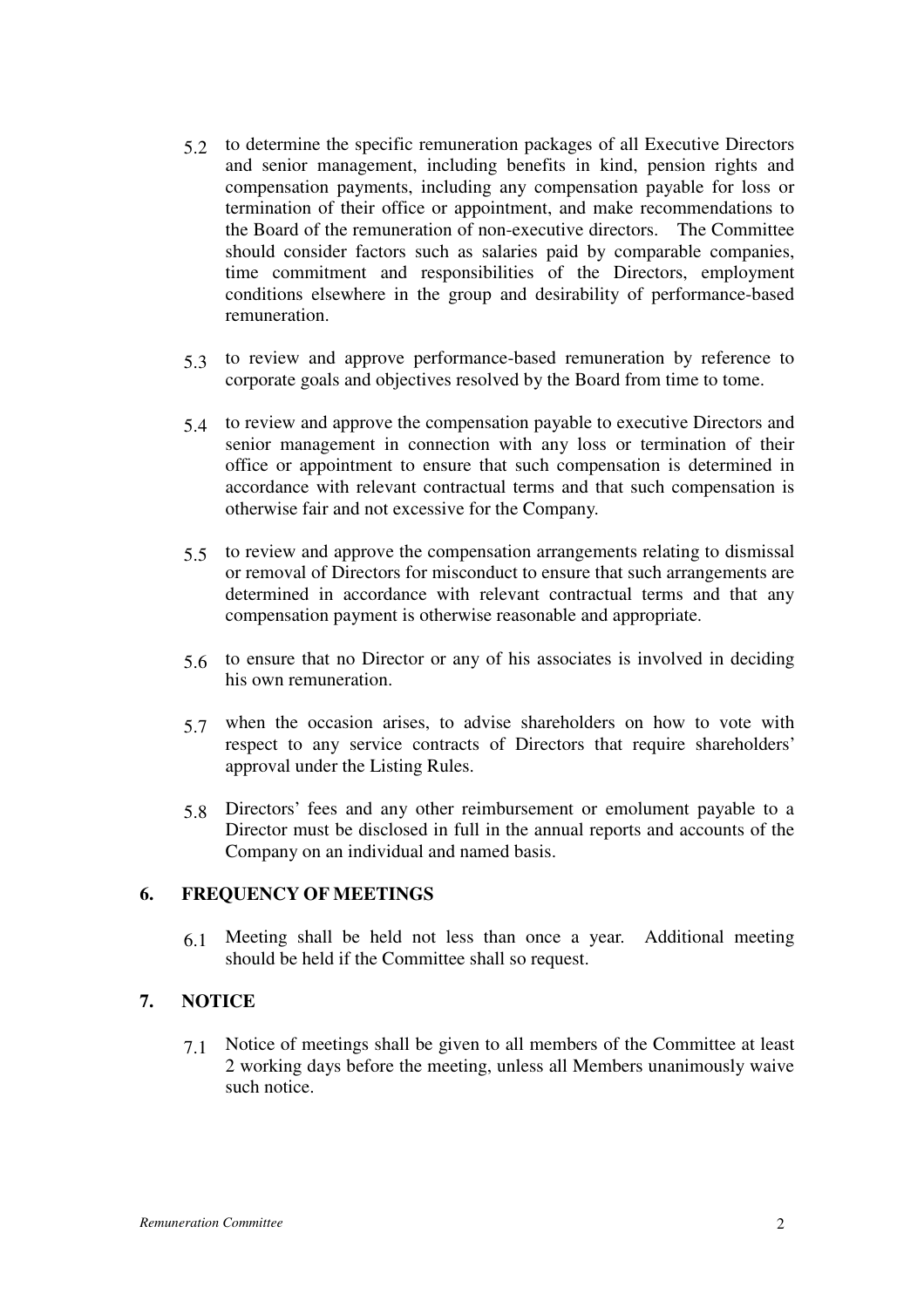5.2 to determine the specific remuneration packages of all Executive Directors and senior management, including benefits in kind, pension rights and compensation payments, including any compensation payable for loss or termination of their office or appointment, and make recommendations to the Board of the remuneration of non-executive directors. The Committee should consider factors such as salaries paid by comparable companies, time commitment and responsibilities of the Directors, employment conditions elsewhere in the group and desirability of performance-based remuneration.

5.3 to review and approve performance-based remuneration by reference to corporate goals and objectives resolved by the Board from time to tome.

5.4 to review and approve the compensation payable to executive Directors and senior management in connection with any loss or termination of their office or appointment to ensure that such compensation is determined in accordance with relevant contractual terms and that such compensation is otherwise fair and not excessive for the Company.

5.5 to review and approve the compensation arrangements relating to dismissal or removal of Directors for misconduct to ensure that such arrangements are determined in accordance with relevant contractual terms and that any compensation payment is otherwise reasonable and appropriate.

5.6 to ensure that no Director or any of his associates is involved in deciding his own remuneration.

5.7 when the occasion arises, to advise shareholders on how to vote with respect to any service contracts of Directors that require shareholders' approval under the Listing Rules.

5.8 Directors' fees and any other reimbursement or emolument payable to a Director must be disclosed in full in the annual reports and accounts of the Company on an individual and named basis.

## 6. FREQUENCY OF MEETINGS

6.1 Meeting shall be held not less than once a year. Additional meeting should be held if the Committee shall so request.

## 7. NOTICE

7.1 Notice of meetings shall be given to all members of the Committee at least 2 working days before the meeting, unless all Members unanimously waive such notice.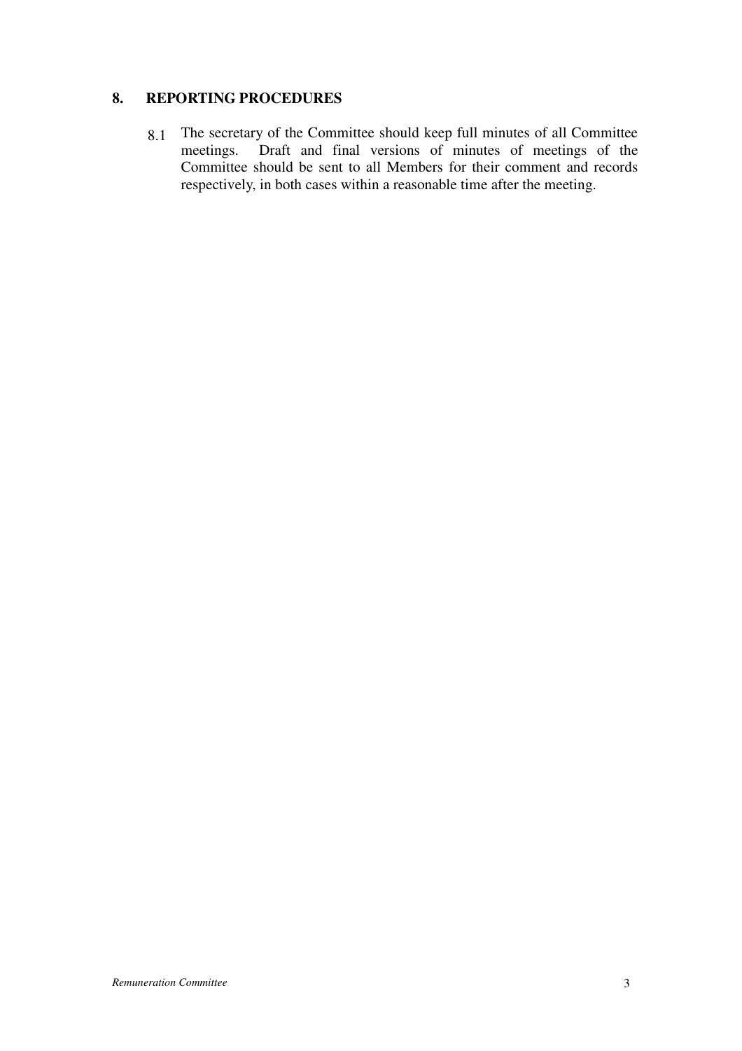## 8. REPORTING PROCEDURES

8.1 The secretary of the Committee should keep full minutes of all Committee meetings. Draft and final versions of minutes of meetings of the Committee should be sent to all Members for their comment and records respectively, in both cases within a reasonable time after the meeting.